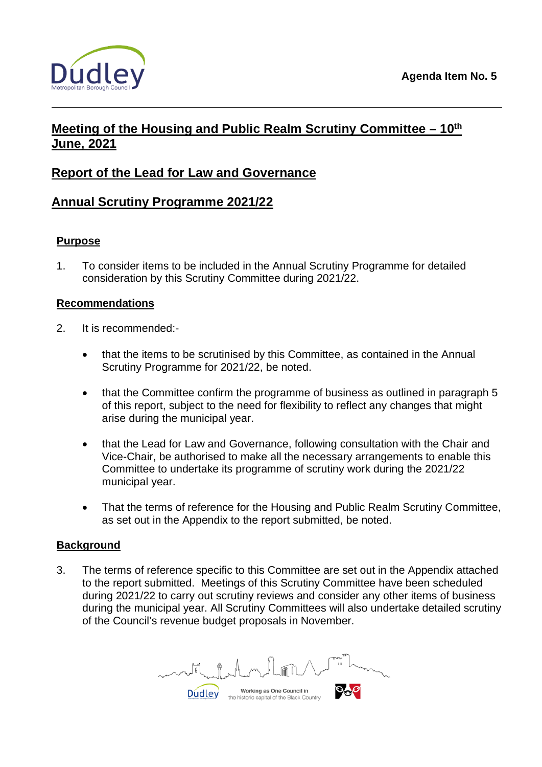Agenda Item No. 5

# Meeting of the Housing and Public Realm Scrutiny Committee – 10th June, 2021

## Report of the Lead for Law and Governance

## Annual Scrutiny Programme 2021/22

### Purpose

1. To consider items to be included in the Annual Scrutiny Programme for detailed consideration by this Scrutiny Committee during 2021/22.

### Recommendations

2. It is recommended:-

- that the items to be scrutinised by this Committee, as contained in the Annual Scrutiny Programme for 2021/22, be noted.
- that the Committee confirm the programme of business as outlined in paragraph 5 of this report, subject to the need for flexibility to reflect any changes that might arise during the municipal year.
- that the Lead for Law and Governance, following consultation with the Chair and Vice-Chair, be authorised to make all the necessary arrangements to enable this Committee to undertake its programme of scrutiny work during the 2021/22 municipal year.
- That the terms of reference for the Housing and Public Realm Scrutiny Committee, as set out in the Appendix to the report submitted, be noted.

### Background

3. The terms of reference specific to this Committee are set out in the Appendix attached to the report submitted. Meetings of this Scrutiny Committee have been scheduled during 2021/22 to carry out scrutiny reviews and consider any other items of business during the municipal year. All Scrutiny Committees will also undertake detailed scrutiny of the Council's revenue budget proposals in November.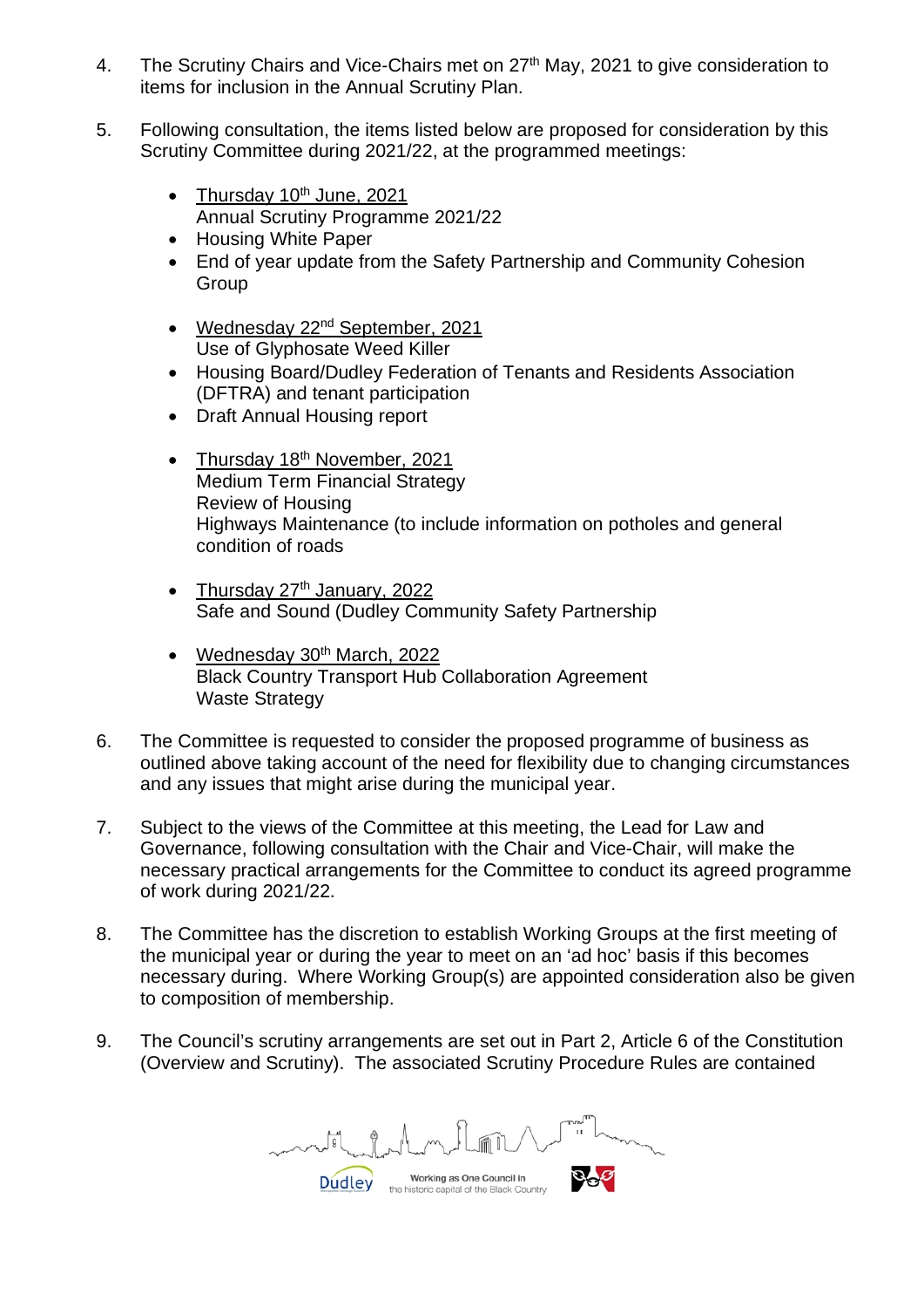4. The Scrutiny Chairs and Vice-Chairs met on 27th May, 2021 to give consideration to items for inclusion in the Annual Scrutiny Plan.

5. Following consultation, the items listed below are proposed for consideration by this Scrutiny Committee during 2021/22, at the programmed meetings:

   - <u>Thursday 10th June, 2021</u>
     Annual Scrutiny Programme 2021/22
   - Housing White Paper
   - End of year update from the Safety Partnership and Community Cohesion Group

   - <u>Wednesday 22nd September, 2021</u>
     Use of Glyphosate Weed Killer
   - Housing Board/Dudley Federation of Tenants and Residents Association (DFTRA) and tenant participation
   - Draft Annual Housing report

   - <u>Thursday 18th November, 2021</u>
     Medium Term Financial Strategy
     Review of Housing
     Highways Maintenance (to include information on potholes and general condition of roads

   - <u>Thursday 27th January, 2022</u>
     Safe and Sound (Dudley Community Safety Partnership

   - <u>Wednesday 30th March, 2022</u>
     Black Country Transport Hub Collaboration Agreement
     Waste Strategy

6. The Committee is requested to consider the proposed programme of business as outlined above taking account of the need for flexibility due to changing circumstances and any issues that might arise during the municipal year.

7. Subject to the views of the Committee at this meeting, the Lead for Law and Governance, following consultation with the Chair and Vice-Chair, will make the necessary practical arrangements for the Committee to conduct its agreed programme of work during 2021/22.

8. The Committee has the discretion to establish Working Groups at the first meeting of the municipal year or during the year to meet on an 'ad hoc' basis if this becomes necessary during. Where Working Group(s) are appointed consideration also be given to composition of membership.

9. The Council's scrutiny arrangements are set out in Part 2, Article 6 of the Constitution (Overview and Scrutiny). The associated Scrutiny Procedure Rules are contained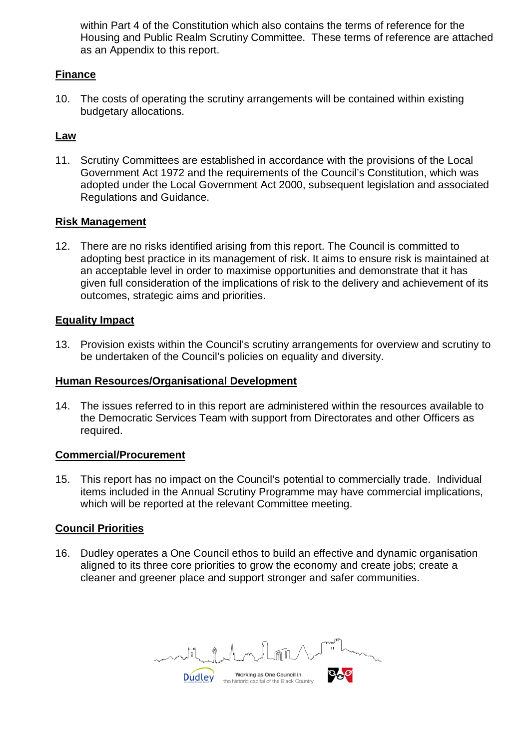within Part 4 of the Constitution which also contains the terms of reference for the Housing and Public Realm Scrutiny Committee. These terms of reference are attached as an Appendix to this report.

**Finance**

10. The costs of operating the scrutiny arrangements will be contained within existing budgetary allocations.

**Law**

11. Scrutiny Committees are established in accordance with the provisions of the Local Government Act 1972 and the requirements of the Council's Constitution, which was adopted under the Local Government Act 2000, subsequent legislation and associated Regulations and Guidance.

**Risk Management**

12. There are no risks identified arising from this report. The Council is committed to adopting best practice in its management of risk. It aims to ensure risk is maintained at an acceptable level in order to maximise opportunities and demonstrate that it has given full consideration of the implications of risk to the delivery and achievement of its outcomes, strategic aims and priorities.

**Equality Impact**

13. Provision exists within the Council's scrutiny arrangements for overview and scrutiny to be undertaken of the Council's policies on equality and diversity.

**Human Resources/Organisational Development**

14. The issues referred to in this report are administered within the resources available to the Democratic Services Team with support from Directorates and other Officers as required.

**Commercial/Procurement**

15. This report has no impact on the Council's potential to commercially trade. Individual items included in the Annual Scrutiny Programme may have commercial implications, which will be reported at the relevant Committee meeting.

**Council Priorities**

16. Dudley operates a One Council ethos to build an effective and dynamic organisation aligned to its three core priorities to grow the economy and create jobs; create a cleaner and greener place and support stronger and safer communities.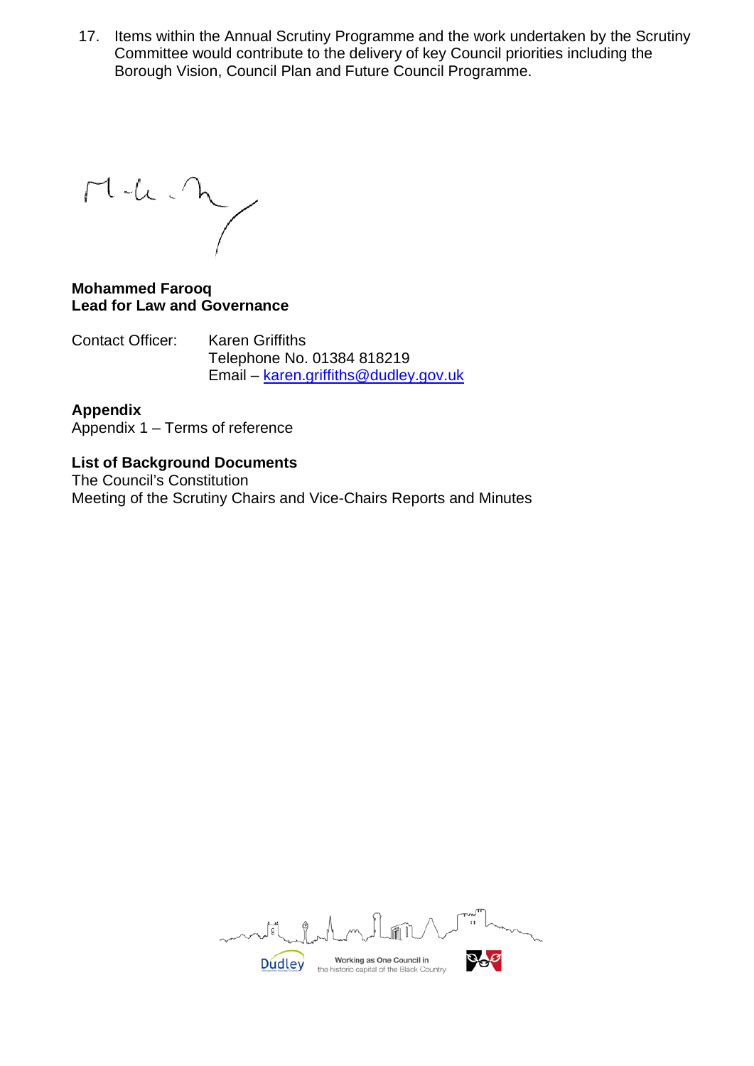17. Items within the Annual Scrutiny Programme and the work undertaken by the Scrutiny Committee would contribute to the delivery of key Council priorities including the Borough Vision, Council Plan and Future Council Programme.

**Mohammed Farooq**
**Lead for Law and Governance**

Contact Officer: Karen Griffiths
Telephone No. 01384 818219
Email – karen.griffiths@dudley.gov.uk

**Appendix**
Appendix 1 – Terms of reference

**List of Background Documents**
The Council's Constitution
Meeting of the Scrutiny Chairs and Vice-Chairs Reports and Minutes